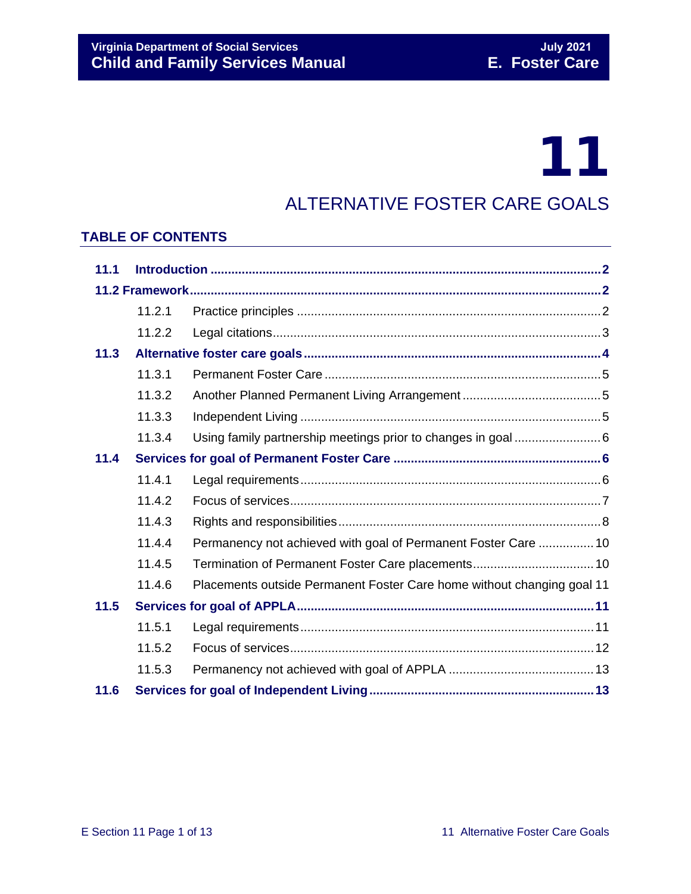# 11

## ALTERNATIVE FOSTER CARE GOALS

### TABLE OF CONTENTS

| | | | |
|---|---|---|---|
| **11.1** | **Introduction** | | **2** |
| **11.2 Framework** | | | **2** |
| | 11.2.1 | Practice principles | 2 |
| | 11.2.2 | Legal citations | 3 |
| **11.3** | **Alternative foster care goals** | | **4** |
| | 11.3.1 | Permanent Foster Care | 5 |
| | 11.3.2 | Another Planned Permanent Living Arrangement | 5 |
| | 11.3.3 | Independent Living | 5 |
| | 11.3.4 | Using family partnership meetings prior to changes in goal | 6 |
| **11.4** | **Services for goal of Permanent Foster Care** | | **6** |
| | 11.4.1 | Legal requirements | 6 |
| | 11.4.2 | Focus of services | 7 |
| | 11.4.3 | Rights and responsibilities | 8 |
| | 11.4.4 | Permanency not achieved with goal of Permanent Foster Care | 10 |
| | 11.4.5 | Termination of Permanent Foster Care placements | 10 |
| | 11.4.6 | Placements outside Permanent Foster Care home without changing goal | 11 |
| **11.5** | **Services for goal of APPLA** | | **11** |
| | 11.5.1 | Legal requirements | 11 |
| | 11.5.2 | Focus of services | 12 |
| | 11.5.3 | Permanency not achieved with goal of APPLA | 13 |
| **11.6** | **Services for goal of Independent Living** | | **13** |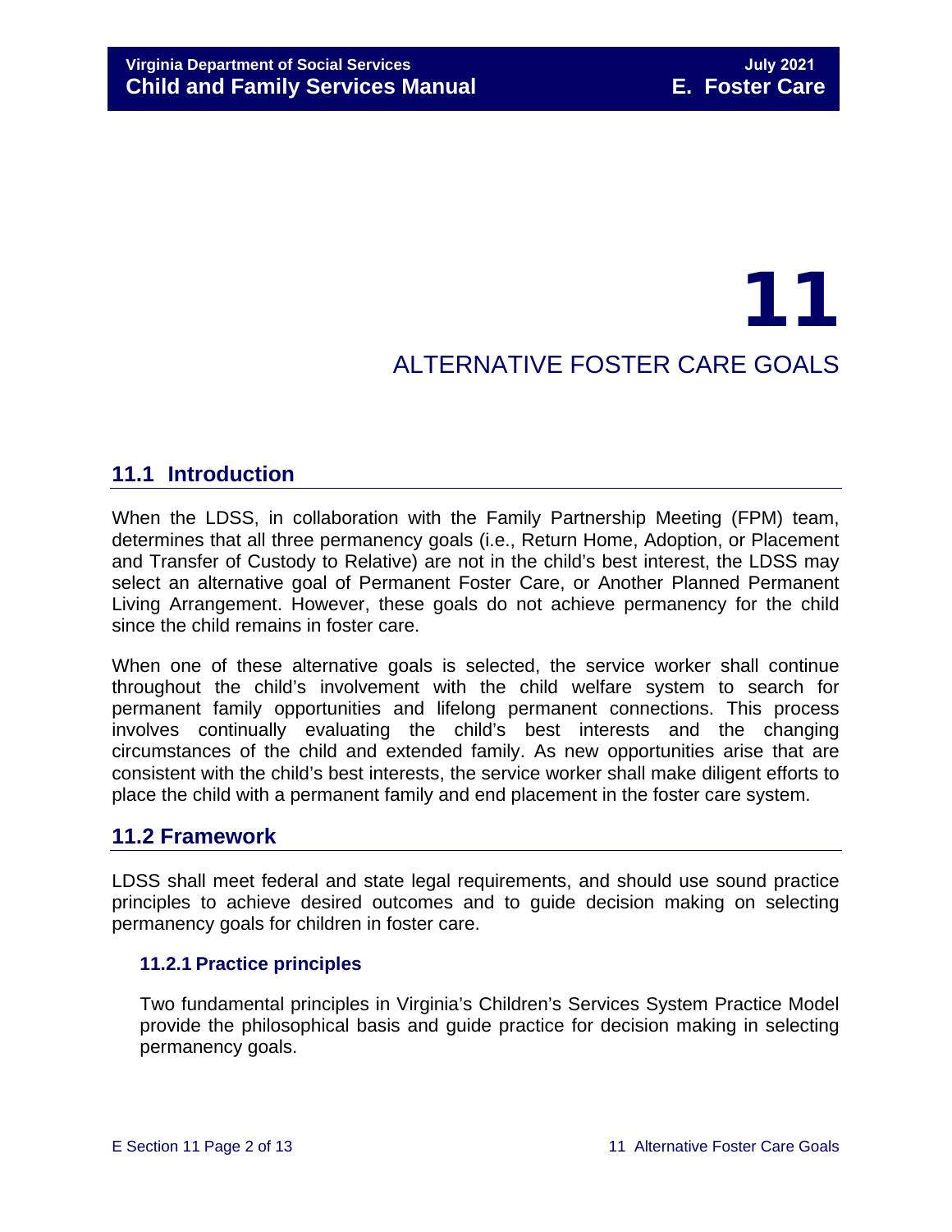# 11 ALTERNATIVE FOSTER CARE GOALS

## 11.1 Introduction

When the LDSS, in collaboration with the Family Partnership Meeting (FPM) team, determines that all three permanency goals (i.e., Return Home, Adoption, or Placement and Transfer of Custody to Relative) are not in the child's best interest, the LDSS may select an alternative goal of Permanent Foster Care, or Another Planned Permanent Living Arrangement. However, these goals do not achieve permanency for the child since the child remains in foster care.

When one of these alternative goals is selected, the service worker shall continue throughout the child's involvement with the child welfare system to search for permanent family opportunities and lifelong permanent connections. This process involves continually evaluating the child's best interests and the changing circumstances of the child and extended family. As new opportunities arise that are consistent with the child's best interests, the service worker shall make diligent efforts to place the child with a permanent family and end placement in the foster care system.

## 11.2 Framework

LDSS shall meet federal and state legal requirements, and should use sound practice principles to achieve desired outcomes and to guide decision making on selecting permanency goals for children in foster care.

### 11.2.1 Practice principles

Two fundamental principles in Virginia's Children's Services System Practice Model provide the philosophical basis and guide practice for decision making in selecting permanency goals.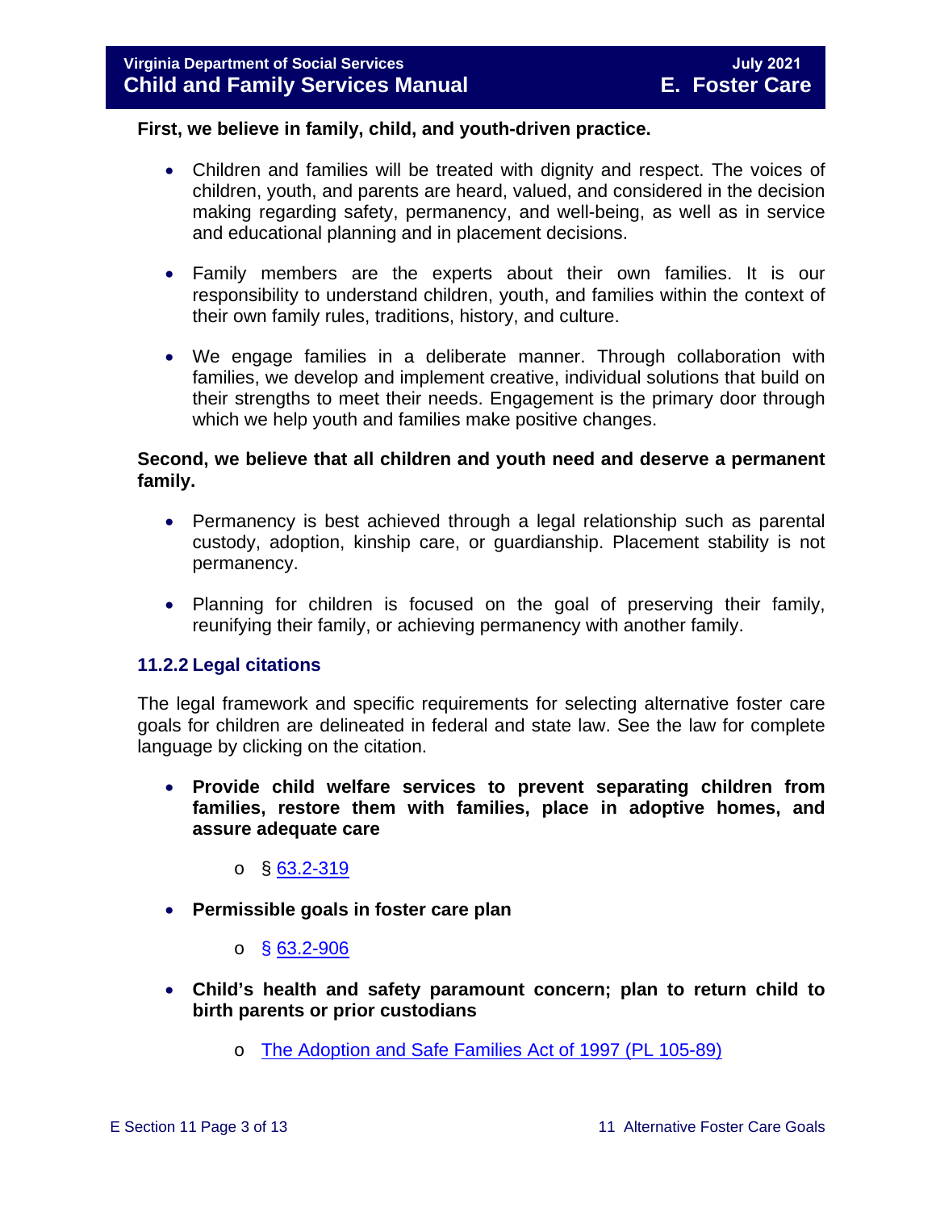**First, we believe in family, child, and youth-driven practice.**

- Children and families will be treated with dignity and respect. The voices of children, youth, and parents are heard, valued, and considered in the decision making regarding safety, permanency, and well-being, as well as in service and educational planning and in placement decisions.
- Family members are the experts about their own families. It is our responsibility to understand children, youth, and families within the context of their own family rules, traditions, history, and culture.
- We engage families in a deliberate manner. Through collaboration with families, we develop and implement creative, individual solutions that build on their strengths to meet their needs. Engagement is the primary door through which we help youth and families make positive changes.

**Second, we believe that all children and youth need and deserve a permanent family.**

- Permanency is best achieved through a legal relationship such as parental custody, adoption, kinship care, or guardianship. Placement stability is not permanency.
- Planning for children is focused on the goal of preserving their family, reunifying their family, or achieving permanency with another family.

### 11.2.2 Legal citations

The legal framework and specific requirements for selecting alternative foster care goals for children are delineated in federal and state law. See the law for complete language by clicking on the citation.

- **Provide child welfare services to prevent separating children from families, restore them with families, place in adoptive homes, and assure adequate care**
  - § 63.2-319
- **Permissible goals in foster care plan**
  - § 63.2-906
- **Child's health and safety paramount concern; plan to return child to birth parents or prior custodians**
  - The Adoption and Safe Families Act of 1997 (PL 105-89)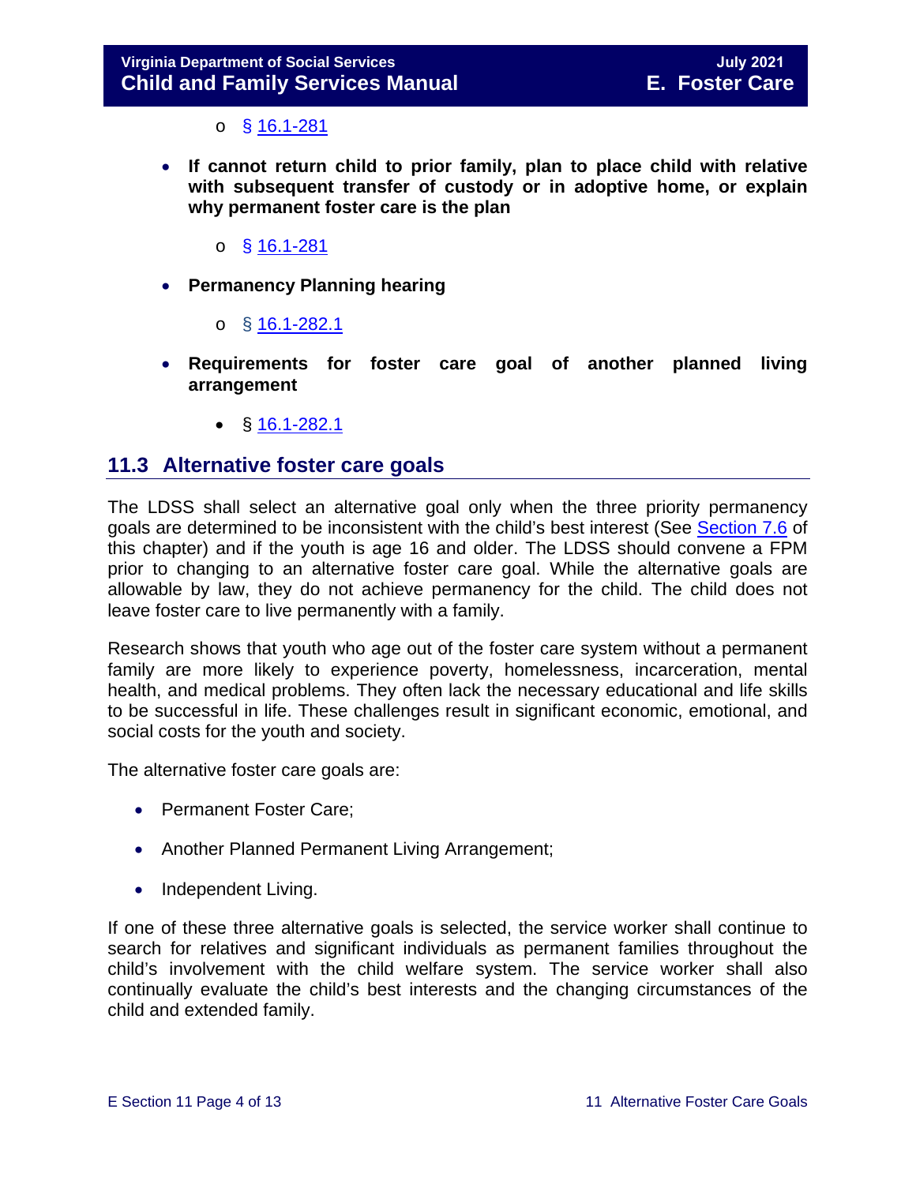- § 16.1-281

- **If cannot return child to prior family, plan to place child with relative with subsequent transfer of custody or in adoptive home, or explain why permanent foster care is the plan**
  - § 16.1-281

- **Permanency Planning hearing**
  - § 16.1-282.1

- **Requirements for foster care goal of another planned living arrangement**
  - § 16.1-282.1

## 11.3 Alternative foster care goals

The LDSS shall select an alternative goal only when the three priority permanency goals are determined to be inconsistent with the child's best interest (See Section 7.6 of this chapter) and if the youth is age 16 and older. The LDSS should convene a FPM prior to changing to an alternative foster care goal. While the alternative goals are allowable by law, they do not achieve permanency for the child. The child does not leave foster care to live permanently with a family.

Research shows that youth who age out of the foster care system without a permanent family are more likely to experience poverty, homelessness, incarceration, mental health, and medical problems. They often lack the necessary educational and life skills to be successful in life. These challenges result in significant economic, emotional, and social costs for the youth and society.

The alternative foster care goals are:

- Permanent Foster Care;
- Another Planned Permanent Living Arrangement;
- Independent Living.

If one of these three alternative goals is selected, the service worker shall continue to search for relatives and significant individuals as permanent families throughout the child's involvement with the child welfare system. The service worker shall also continually evaluate the child's best interests and the changing circumstances of the child and extended family.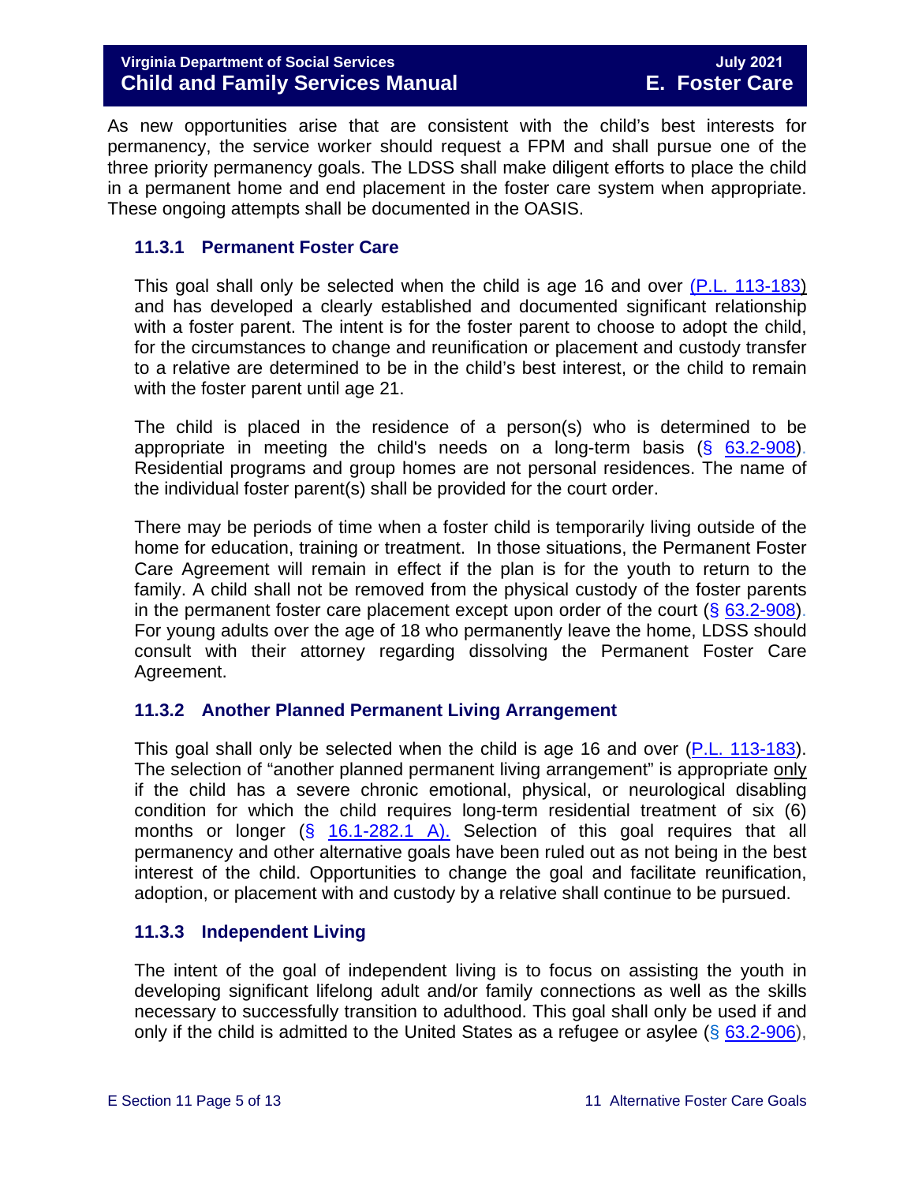As new opportunities arise that are consistent with the child's best interests for permanency, the service worker should request a FPM and shall pursue one of the three priority permanency goals. The LDSS shall make diligent efforts to place the child in a permanent home and end placement in the foster care system when appropriate. These ongoing attempts shall be documented in the OASIS.

### 11.3.1 Permanent Foster Care

This goal shall only be selected when the child is age 16 and over (P.L. 113-183) and has developed a clearly established and documented significant relationship with a foster parent. The intent is for the foster parent to choose to adopt the child, for the circumstances to change and reunification or placement and custody transfer to a relative are determined to be in the child's best interest, or the child to remain with the foster parent until age 21.

The child is placed in the residence of a person(s) who is determined to be appropriate in meeting the child's needs on a long-term basis (§ 63.2-908). Residential programs and group homes are not personal residences. The name of the individual foster parent(s) shall be provided for the court order.

There may be periods of time when a foster child is temporarily living outside of the home for education, training or treatment. In those situations, the Permanent Foster Care Agreement will remain in effect if the plan is for the youth to return to the family. A child shall not be removed from the physical custody of the foster parents in the permanent foster care placement except upon order of the court (§ 63.2-908). For young adults over the age of 18 who permanently leave the home, LDSS should consult with their attorney regarding dissolving the Permanent Foster Care Agreement.

### 11.3.2 Another Planned Permanent Living Arrangement

This goal shall only be selected when the child is age 16 and over (P.L. 113-183). The selection of "another planned permanent living arrangement" is appropriate only if the child has a severe chronic emotional, physical, or neurological disabling condition for which the child requires long-term residential treatment of six (6) months or longer (§ 16.1-282.1 A). Selection of this goal requires that all permanency and other alternative goals have been ruled out as not being in the best interest of the child. Opportunities to change the goal and facilitate reunification, adoption, or placement with and custody by a relative shall continue to be pursued.

### 11.3.3 Independent Living

The intent of the goal of independent living is to focus on assisting the youth in developing significant lifelong adult and/or family connections as well as the skills necessary to successfully transition to adulthood. This goal shall only be used if and only if the child is admitted to the United States as a refugee or asylee (§ 63.2-906),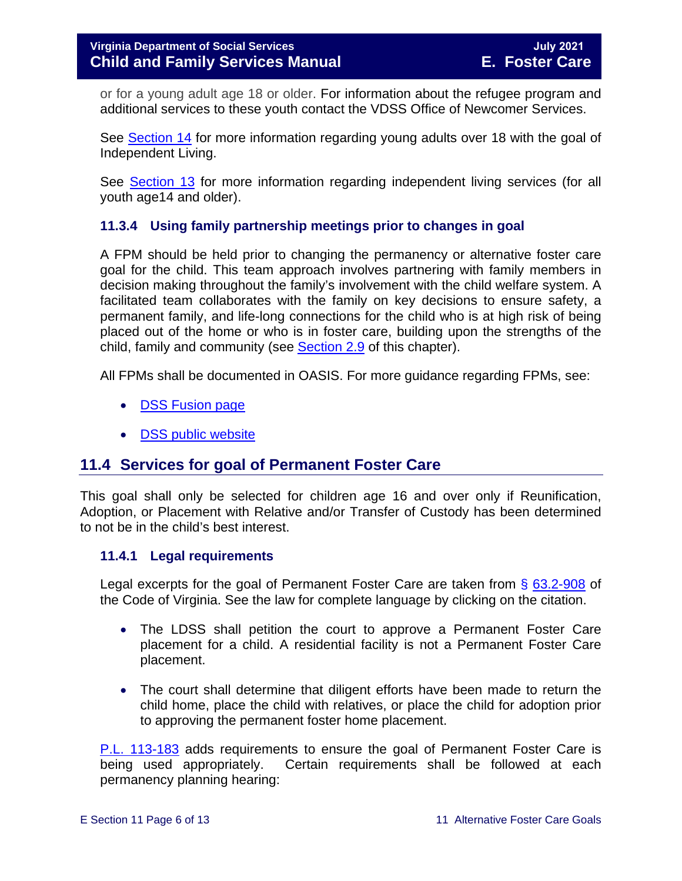or for a young adult age 18 or older. For information about the refugee program and additional services to these youth contact the VDSS Office of Newcomer Services.

See Section 14 for more information regarding young adults over 18 with the goal of Independent Living.

See Section 13 for more information regarding independent living services (for all youth age14 and older).

### 11.3.4 Using family partnership meetings prior to changes in goal

A FPM should be held prior to changing the permanency or alternative foster care goal for the child. This team approach involves partnering with family members in decision making throughout the family's involvement with the child welfare system. A facilitated team collaborates with the family on key decisions to ensure safety, a permanent family, and life-long connections for the child who is at high risk of being placed out of the home or who is in foster care, building upon the strengths of the child, family and community (see Section 2.9 of this chapter).

All FPMs shall be documented in OASIS. For more guidance regarding FPMs, see:

- DSS Fusion page
- DSS public website

## 11.4 Services for goal of Permanent Foster Care

This goal shall only be selected for children age 16 and over only if Reunification, Adoption, or Placement with Relative and/or Transfer of Custody has been determined to not be in the child's best interest.

### 11.4.1 Legal requirements

Legal excerpts for the goal of Permanent Foster Care are taken from § 63.2-908 of the Code of Virginia. See the law for complete language by clicking on the citation.

- The LDSS shall petition the court to approve a Permanent Foster Care placement for a child. A residential facility is not a Permanent Foster Care placement.
- The court shall determine that diligent efforts have been made to return the child home, place the child with relatives, or place the child for adoption prior to approving the permanent foster home placement.

P.L. 113-183 adds requirements to ensure the goal of Permanent Foster Care is being used appropriately. Certain requirements shall be followed at each permanency planning hearing: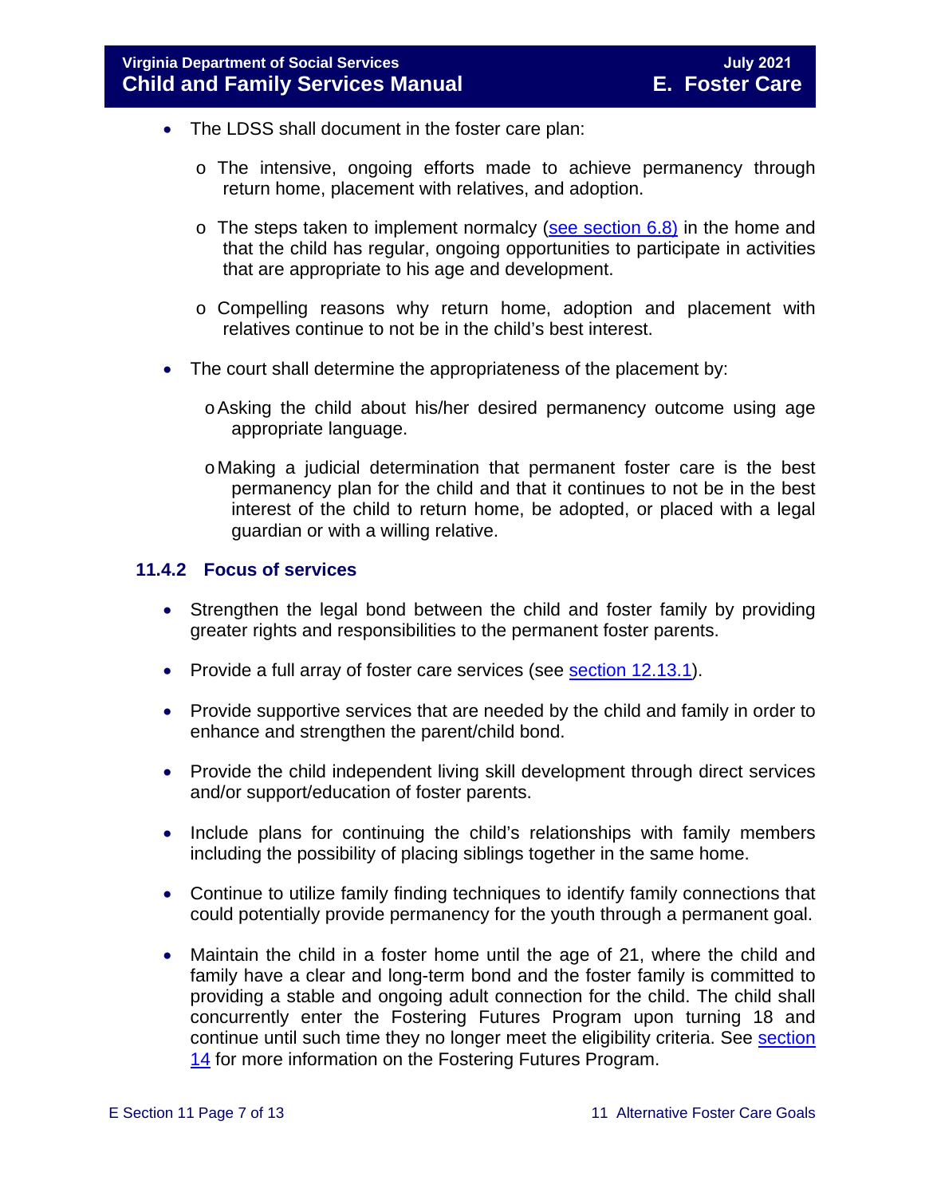- The LDSS shall document in the foster care plan:
    - The intensive, ongoing efforts made to achieve permanency through return home, placement with relatives, and adoption.
    - The steps taken to implement normalcy (see section 6.8) in the home and that the child has regular, ongoing opportunities to participate in activities that are appropriate to his age and development.
    - Compelling reasons why return home, adoption and placement with relatives continue to not be in the child's best interest.
- The court shall determine the appropriateness of the placement by:
    - Asking the child about his/her desired permanency outcome using age appropriate language.
    - Making a judicial determination that permanent foster care is the best permanency plan for the child and that it continues to not be in the best interest of the child to return home, be adopted, or placed with a legal guardian or with a willing relative.

### 11.4.2 Focus of services

- Strengthen the legal bond between the child and foster family by providing greater rights and responsibilities to the permanent foster parents.
- Provide a full array of foster care services (see section 12.13.1).
- Provide supportive services that are needed by the child and family in order to enhance and strengthen the parent/child bond.
- Provide the child independent living skill development through direct services and/or support/education of foster parents.
- Include plans for continuing the child's relationships with family members including the possibility of placing siblings together in the same home.
- Continue to utilize family finding techniques to identify family connections that could potentially provide permanency for the youth through a permanent goal.
- Maintain the child in a foster home until the age of 21, where the child and family have a clear and long-term bond and the foster family is committed to providing a stable and ongoing adult connection for the child. The child shall concurrently enter the Fostering Futures Program upon turning 18 and continue until such time they no longer meet the eligibility criteria. See section 14 for more information on the Fostering Futures Program.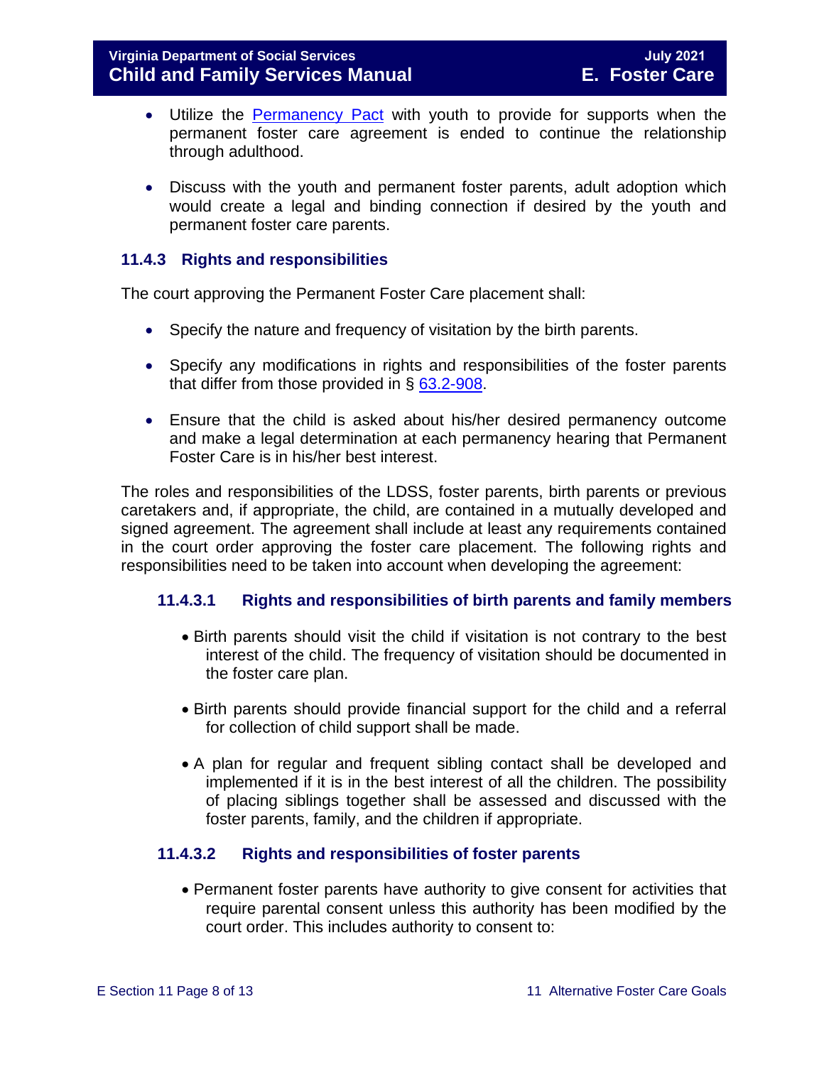- Utilize the [Permanency Pact](#) with youth to provide for supports when the permanent foster care agreement is ended to continue the relationship through adulthood.

- Discuss with the youth and permanent foster parents, adult adoption which would create a legal and binding connection if desired by the youth and permanent foster care parents.

### 11.4.3 Rights and responsibilities

The court approving the Permanent Foster Care placement shall:

- Specify the nature and frequency of visitation by the birth parents.

- Specify any modifications in rights and responsibilities of the foster parents that differ from those provided in § [63.2-908](#).

- Ensure that the child is asked about his/her desired permanency outcome and make a legal determination at each permanency hearing that Permanent Foster Care is in his/her best interest.

The roles and responsibilities of the LDSS, foster parents, birth parents or previous caretakers and, if appropriate, the child, are contained in a mutually developed and signed agreement. The agreement shall include at least any requirements contained in the court order approving the foster care placement. The following rights and responsibilities need to be taken into account when developing the agreement:

#### 11.4.3.1 Rights and responsibilities of birth parents and family members

- Birth parents should visit the child if visitation is not contrary to the best interest of the child. The frequency of visitation should be documented in the foster care plan.

- Birth parents should provide financial support for the child and a referral for collection of child support shall be made.

- A plan for regular and frequent sibling contact shall be developed and implemented if it is in the best interest of all the children. The possibility of placing siblings together shall be assessed and discussed with the foster parents, family, and the children if appropriate.

#### 11.4.3.2 Rights and responsibilities of foster parents

- Permanent foster parents have authority to give consent for activities that require parental consent unless this authority has been modified by the court order. This includes authority to consent to: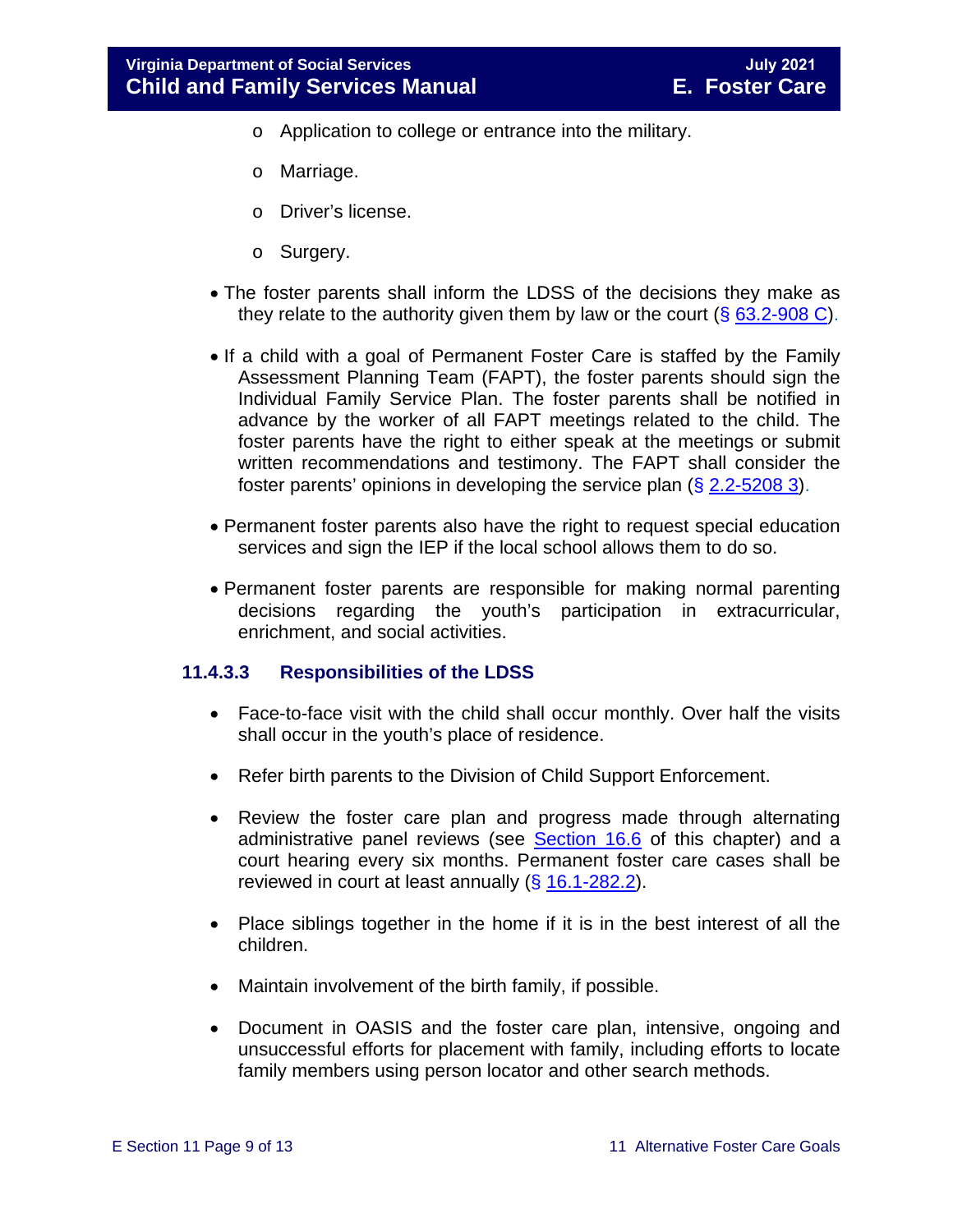- Application to college or entrance into the military.
  - Marriage.
  - Driver's license.
  - Surgery.

- The foster parents shall inform the LDSS of the decisions they make as they relate to the authority given them by law or the court (§ 63.2-908 C).

- If a child with a goal of Permanent Foster Care is staffed by the Family Assessment Planning Team (FAPT), the foster parents should sign the Individual Family Service Plan. The foster parents shall be notified in advance by the worker of all FAPT meetings related to the child. The foster parents have the right to either speak at the meetings or submit written recommendations and testimony. The FAPT shall consider the foster parents' opinions in developing the service plan (§ 2.2-5208 3).

- Permanent foster parents also have the right to request special education services and sign the IEP if the local school allows them to do so.

- Permanent foster parents are responsible for making normal parenting decisions regarding the youth's participation in extracurricular, enrichment, and social activities.

### 11.4.3.3 Responsibilities of the LDSS

- Face-to-face visit with the child shall occur monthly. Over half the visits shall occur in the youth's place of residence.

- Refer birth parents to the Division of Child Support Enforcement.

- Review the foster care plan and progress made through alternating administrative panel reviews (see Section 16.6 of this chapter) and a court hearing every six months. Permanent foster care cases shall be reviewed in court at least annually (§ 16.1-282.2).

- Place siblings together in the home if it is in the best interest of all the children.

- Maintain involvement of the birth family, if possible.

- Document in OASIS and the foster care plan, intensive, ongoing and unsuccessful efforts for placement with family, including efforts to locate family members using person locator and other search methods.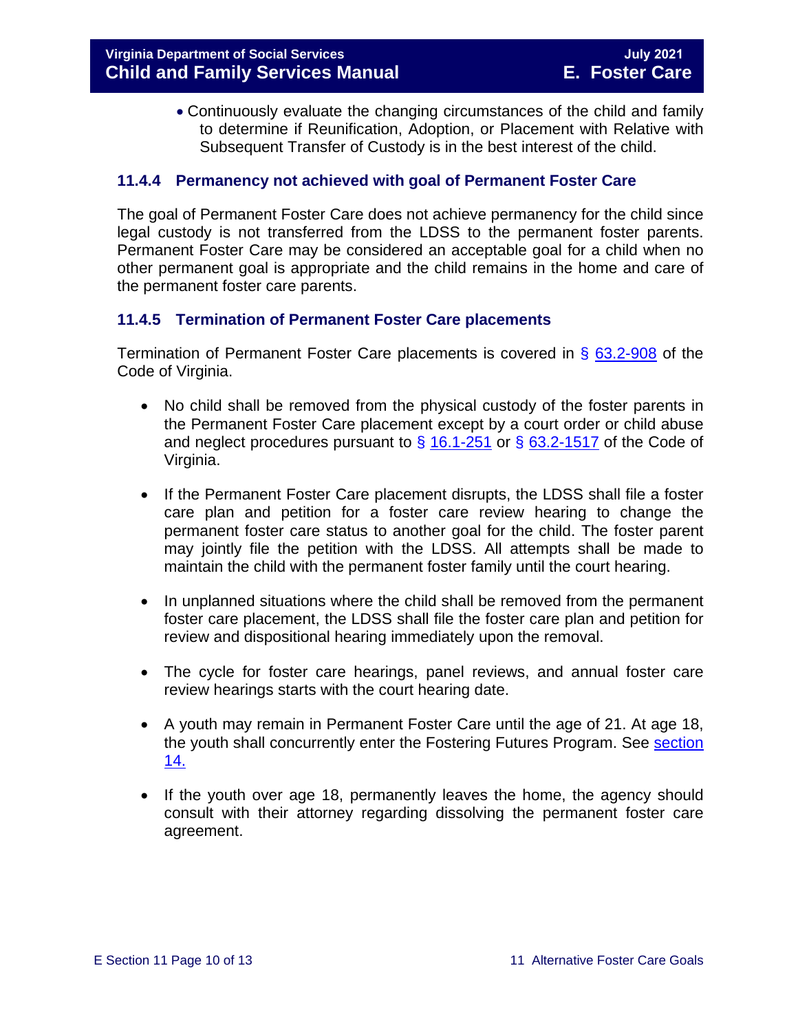- Continuously evaluate the changing circumstances of the child and family to determine if Reunification, Adoption, or Placement with Relative with Subsequent Transfer of Custody is in the best interest of the child.

### 11.4.4 Permanency not achieved with goal of Permanent Foster Care

The goal of Permanent Foster Care does not achieve permanency for the child since legal custody is not transferred from the LDSS to the permanent foster parents. Permanent Foster Care may be considered an acceptable goal for a child when no other permanent goal is appropriate and the child remains in the home and care of the permanent foster care parents.

### 11.4.5 Termination of Permanent Foster Care placements

Termination of Permanent Foster Care placements is covered in § 63.2-908 of the Code of Virginia.

- No child shall be removed from the physical custody of the foster parents in the Permanent Foster Care placement except by a court order or child abuse and neglect procedures pursuant to § 16.1-251 or § 63.2-1517 of the Code of Virginia.
- If the Permanent Foster Care placement disrupts, the LDSS shall file a foster care plan and petition for a foster care review hearing to change the permanent foster care status to another goal for the child. The foster parent may jointly file the petition with the LDSS. All attempts shall be made to maintain the child with the permanent foster family until the court hearing.
- In unplanned situations where the child shall be removed from the permanent foster care placement, the LDSS shall file the foster care plan and petition for review and dispositional hearing immediately upon the removal.
- The cycle for foster care hearings, panel reviews, and annual foster care review hearings starts with the court hearing date.
- A youth may remain in Permanent Foster Care until the age of 21. At age 18, the youth shall concurrently enter the Fostering Futures Program. See section 14.
- If the youth over age 18, permanently leaves the home, the agency should consult with their attorney regarding dissolving the permanent foster care agreement.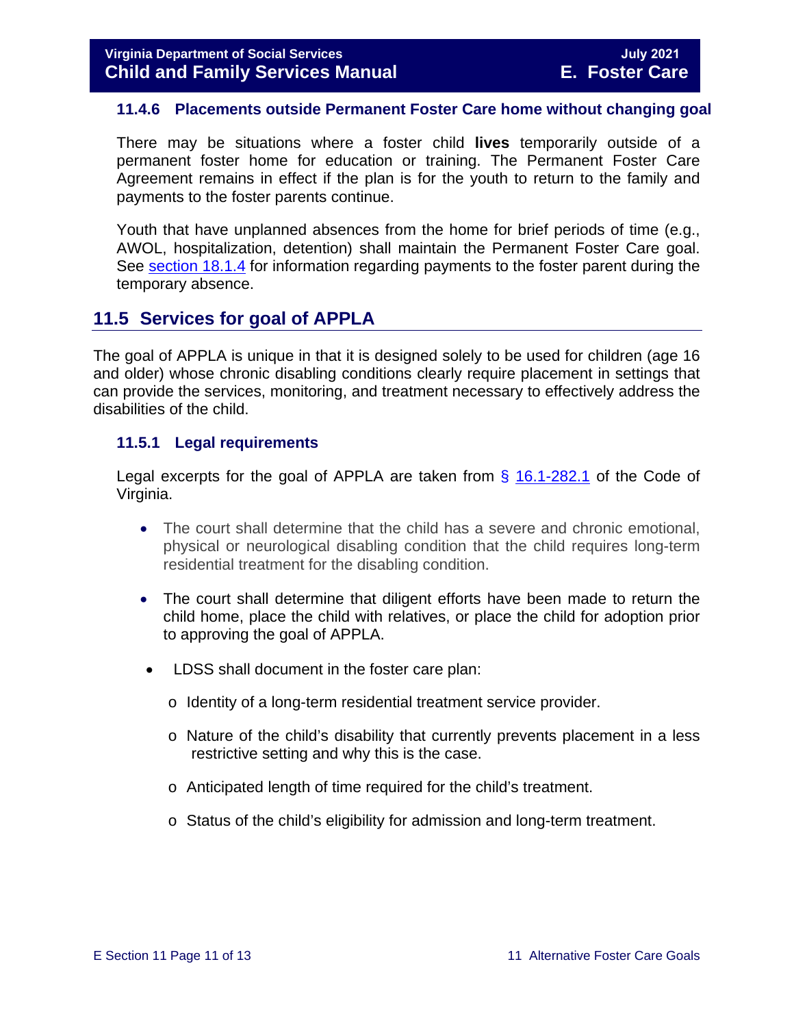### 11.4.6 Placements outside Permanent Foster Care home without changing goal

There may be situations where a foster child **lives** temporarily outside of a permanent foster home for education or training. The Permanent Foster Care Agreement remains in effect if the plan is for the youth to return to the family and payments to the foster parents continue.

Youth that have unplanned absences from the home for brief periods of time (e.g., AWOL, hospitalization, detention) shall maintain the Permanent Foster Care goal. See section 18.1.4 for information regarding payments to the foster parent during the temporary absence.

## 11.5 Services for goal of APPLA

The goal of APPLA is unique in that it is designed solely to be used for children (age 16 and older) whose chronic disabling conditions clearly require placement in settings that can provide the services, monitoring, and treatment necessary to effectively address the disabilities of the child.

### 11.5.1 Legal requirements

Legal excerpts for the goal of APPLA are taken from § 16.1-282.1 of the Code of Virginia.

- The court shall determine that the child has a severe and chronic emotional, physical or neurological disabling condition that the child requires long-term residential treatment for the disabling condition.
- The court shall determine that diligent efforts have been made to return the child home, place the child with relatives, or place the child for adoption prior to approving the goal of APPLA.
- LDSS shall document in the foster care plan:
  - Identity of a long-term residential treatment service provider.
  - Nature of the child's disability that currently prevents placement in a less restrictive setting and why this is the case.
  - Anticipated length of time required for the child's treatment.
  - Status of the child's eligibility for admission and long-term treatment.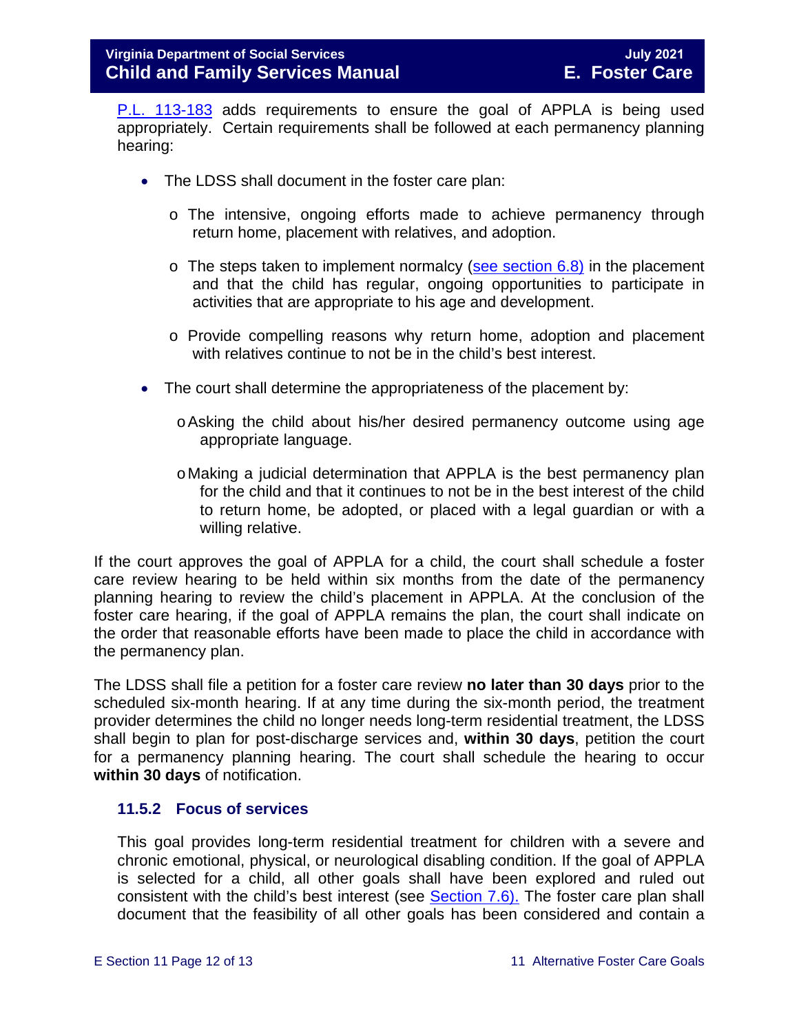P.L. 113-183 adds requirements to ensure the goal of APPLA is being used appropriately. Certain requirements shall be followed at each permanency planning hearing:

- The LDSS shall document in the foster care plan:
  - The intensive, ongoing efforts made to achieve permanency through return home, placement with relatives, and adoption.
  - The steps taken to implement normalcy (see section 6.8) in the placement and that the child has regular, ongoing opportunities to participate in activities that are appropriate to his age and development.
  - Provide compelling reasons why return home, adoption and placement with relatives continue to not be in the child's best interest.
- The court shall determine the appropriateness of the placement by:
  - Asking the child about his/her desired permanency outcome using age appropriate language.
  - Making a judicial determination that APPLA is the best permanency plan for the child and that it continues to not be in the best interest of the child to return home, be adopted, or placed with a legal guardian or with a willing relative.

If the court approves the goal of APPLA for a child, the court shall schedule a foster care review hearing to be held within six months from the date of the permanency planning hearing to review the child's placement in APPLA. At the conclusion of the foster care hearing, if the goal of APPLA remains the plan, the court shall indicate on the order that reasonable efforts have been made to place the child in accordance with the permanency plan.

The LDSS shall file a petition for a foster care review **no later than 30 days** prior to the scheduled six-month hearing. If at any time during the six-month period, the treatment provider determines the child no longer needs long-term residential treatment, the LDSS shall begin to plan for post-discharge services and, **within 30 days**, petition the court for a permanency planning hearing. The court shall schedule the hearing to occur **within 30 days** of notification.

### 11.5.2 Focus of services

This goal provides long-term residential treatment for children with a severe and chronic emotional, physical, or neurological disabling condition. If the goal of APPLA is selected for a child, all other goals shall have been explored and ruled out consistent with the child's best interest (see Section 7.6). The foster care plan shall document that the feasibility of all other goals has been considered and contain a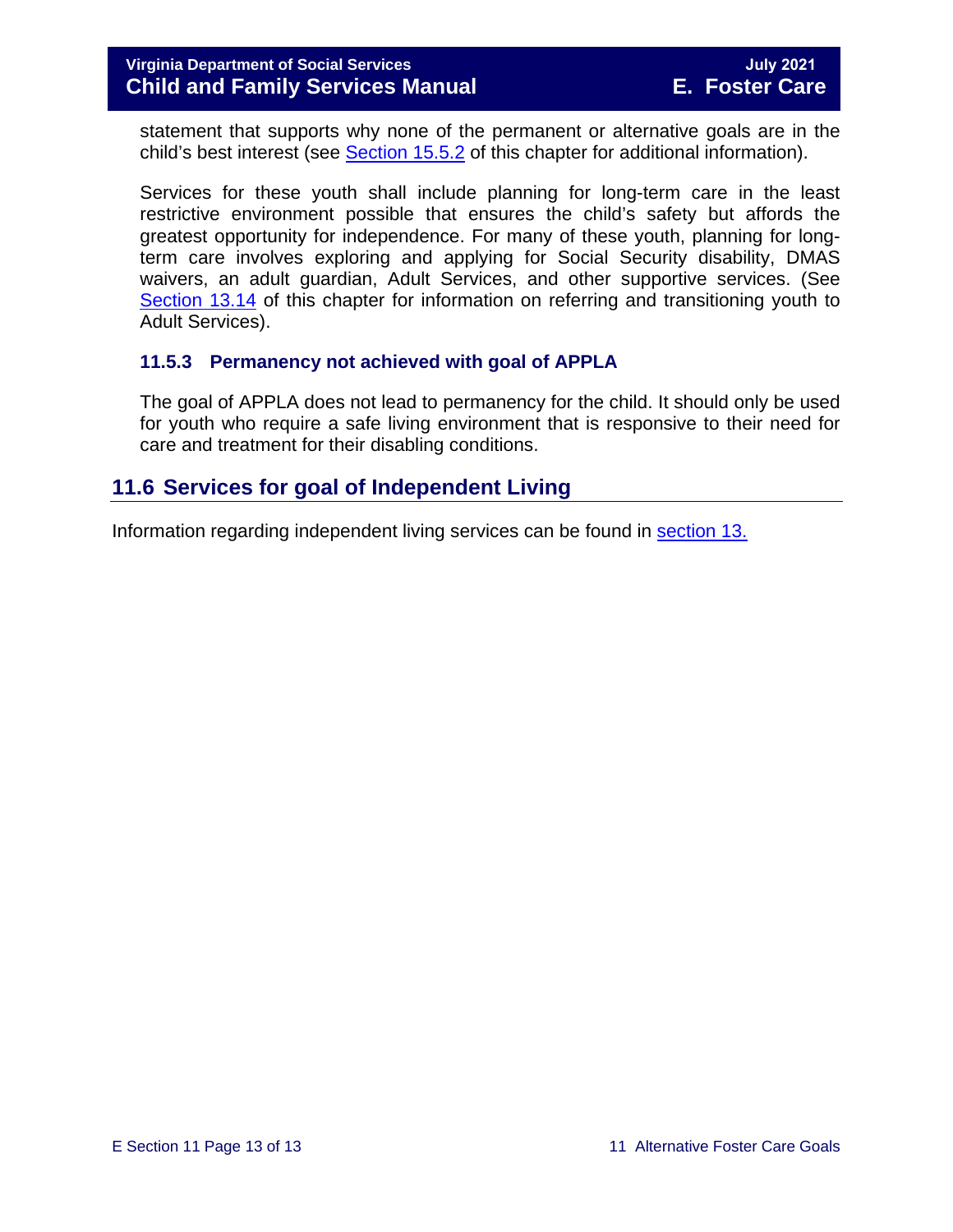statement that supports why none of the permanent or alternative goals are in the child's best interest (see Section 15.5.2 of this chapter for additional information).

Services for these youth shall include planning for long-term care in the least restrictive environment possible that ensures the child's safety but affords the greatest opportunity for independence. For many of these youth, planning for long-term care involves exploring and applying for Social Security disability, DMAS waivers, an adult guardian, Adult Services, and other supportive services. (See Section 13.14 of this chapter for information on referring and transitioning youth to Adult Services).

### 11.5.3 Permanency not achieved with goal of APPLA

The goal of APPLA does not lead to permanency for the child. It should only be used for youth who require a safe living environment that is responsive to their need for care and treatment for their disabling conditions.

## 11.6 Services for goal of Independent Living

Information regarding independent living services can be found in section 13.